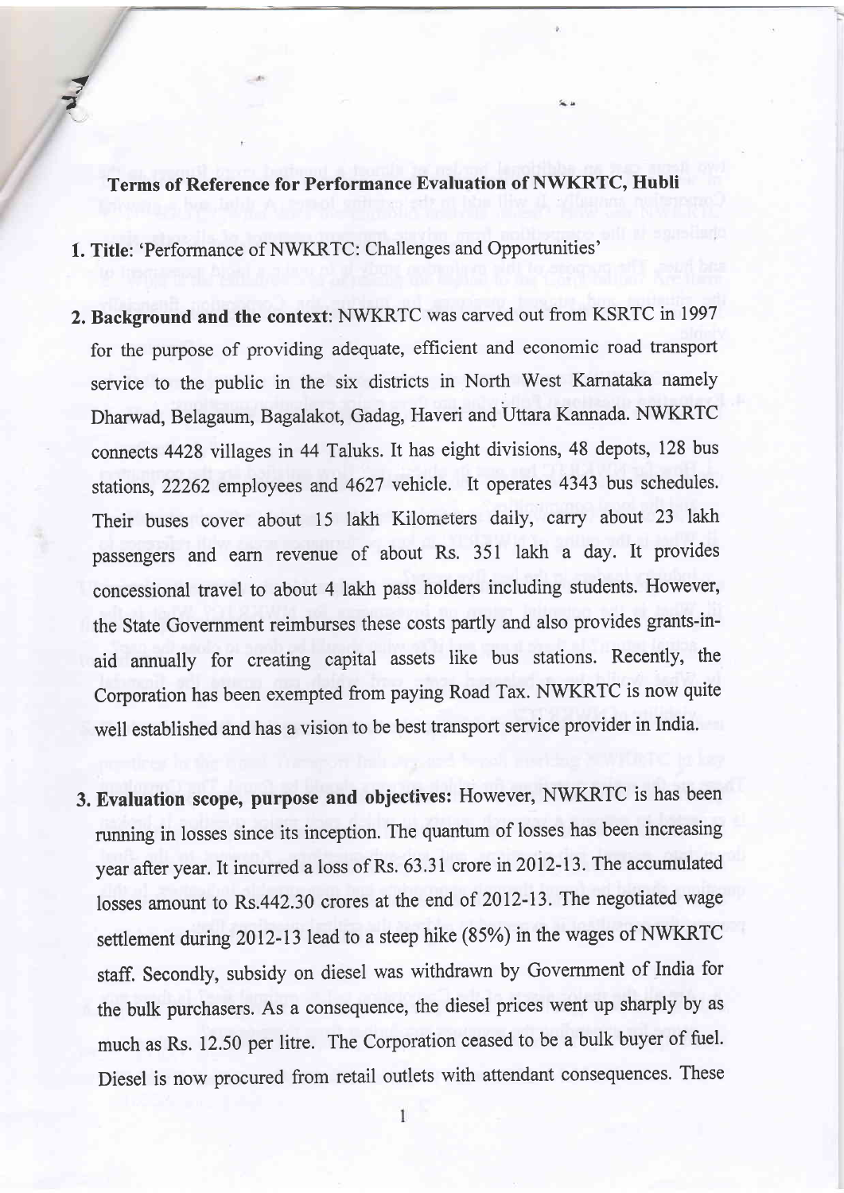**Terms of Reference for Performance Evaluation of NWKRTC, Hubli**

1. **Title**: 'Performance of NWKRTC: Challenges and Opportunities'

2. **Background and the context**: NWKRTC was carved out from KSRTC in 1997 for the purpose of providing adequate, efficient and economic road transport service to the public in the six districts in North West Karnataka namely Dharwad, Belagaum, Bagalakot, Gadag, Haveri and Uttara Kannada. NWKRTC connects 4428 villages in 44 Taluks. It has eight divisions, 48 depots, 128 bus stations, 22262 employees and 4627 vehicle. It operates 4343 bus schedules. Their buses cover about 15 lakh Kilometers daily, carry about 23 lakh passengers and earn revenue of about Rs. 351 lakh a day. It provides concessional travel to about 4 lakh pass holders including students. However, the State Government reimburses these costs partly and also provides grants-in-aid annually for creating capital assets like bus stations. Recently, the Corporation has been exempted from paying Road Tax. NWKRTC is now quite well established and has a vision to be best transport service provider in India.

3. **Evaluation scope, purpose and objectives:** However, NWKRTC is has been running in losses since its inception. The quantum of losses has been increasing year after year. It incurred a loss of Rs. 63.31 crore in 2012-13. The accumulated losses amount to Rs.442.30 crores at the end of 2012-13. The negotiated wage settlement during 2012-13 lead to a steep hike (85%) in the wages of NWKRTC staff. Secondly, subsidy on diesel was withdrawn by Government of India for the bulk purchasers. As a consequence, the diesel prices went up sharply by as much as Rs. 12.50 per litre. The Corporation ceased to be a bulk buyer of fuel. Diesel is now procured from retail outlets with attendant consequences. These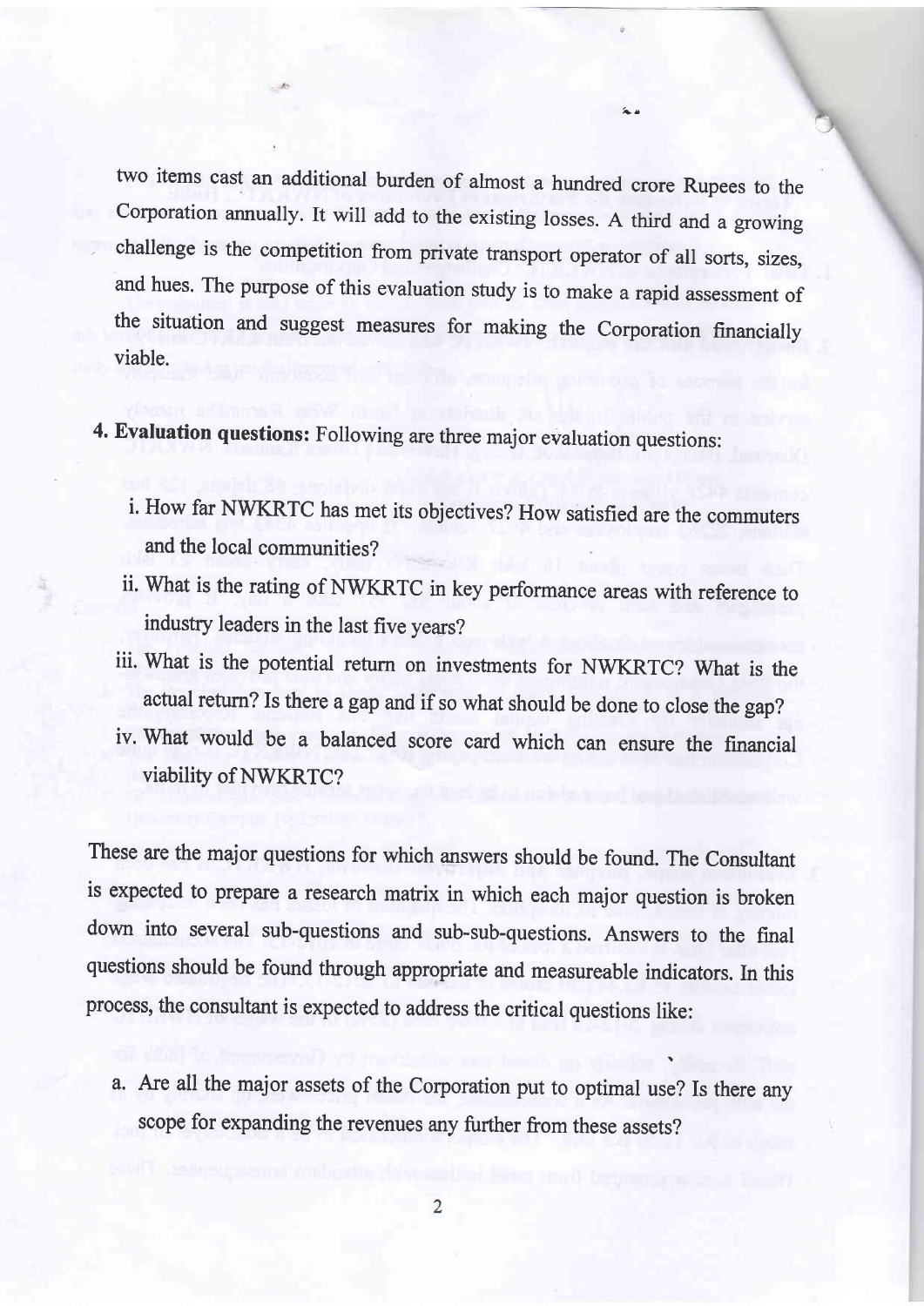two items cast an additional burden of almost a hundred crore Rupees to the Corporation annually. It will add to the existing losses. A third and a growing challenge is the competition from private transport operator of all sorts, sizes, and hues. The purpose of this evaluation study is to make a rapid assessment of the situation and suggest measures for making the Corporation financially viable.

**4. Evaluation questions:** Following are three major evaluation questions:

i. How far NWKRTC has met its objectives? How satisfied are the commuters and the local communities?

ii. What is the rating of NWKRTC in key performance areas with reference to industry leaders in the last five years?

iii. What is the potential return on investments for NWKRTC? What is the actual return? Is there a gap and if so what should be done to close the gap?

iv. What would be a balanced score card which can ensure the financial viability of NWKRTC?

These are the major questions for which answers should be found. The Consultant is expected to prepare a research matrix in which each major question is broken down into several sub-questions and sub-sub-questions. Answers to the final questions should be found through appropriate and measureable indicators. In this process, the consultant is expected to address the critical questions like:

a. Are all the major assets of the Corporation put to optimal use? Is there any scope for expanding the revenues any further from these assets?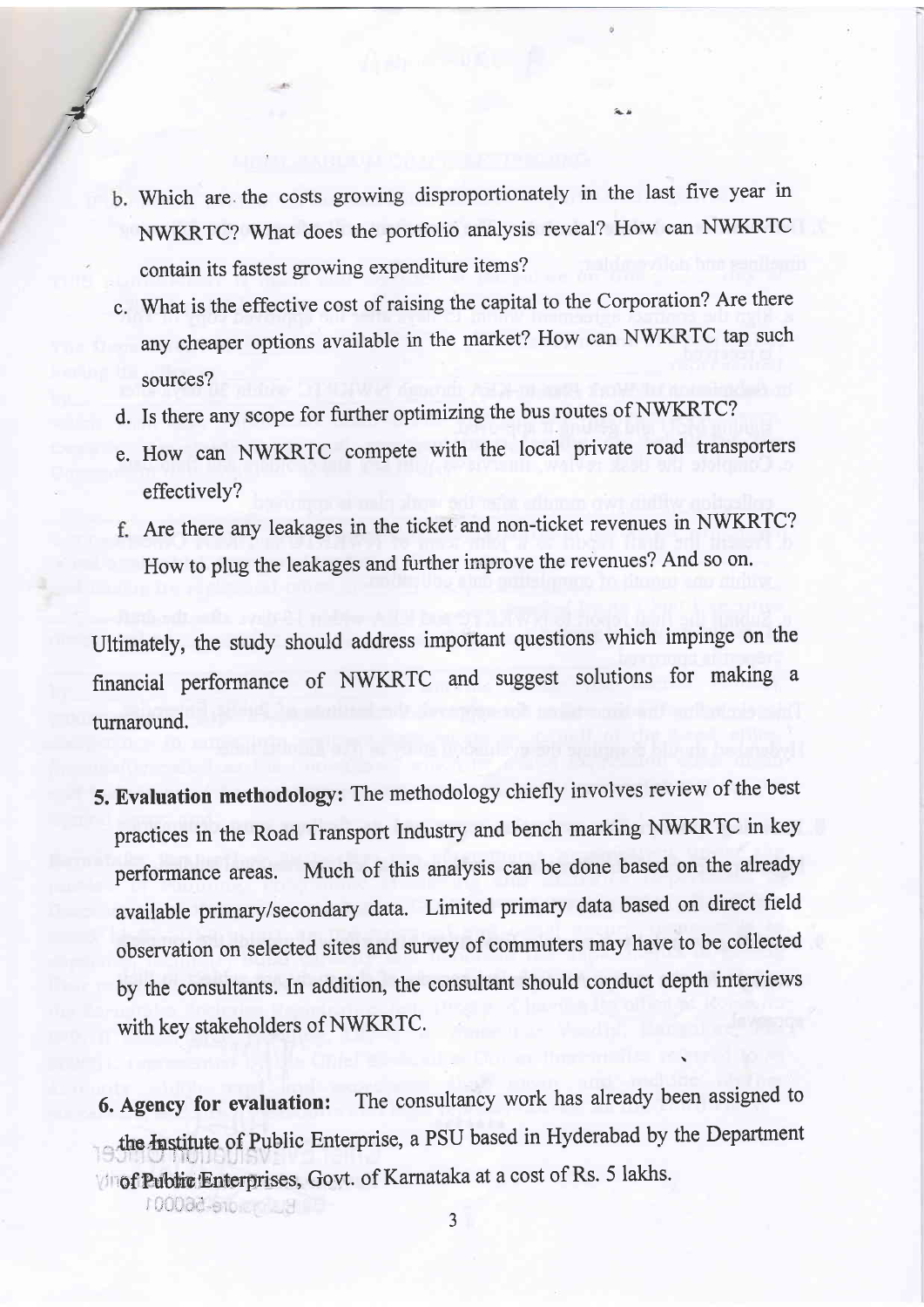b. Which are the costs growing disproportionately in the last five year in NWKRTC? What does the portfolio analysis reveal? How can NWKRTC contain its fastest growing expenditure items?

c. What is the effective cost of raising the capital to the Corporation? Are there any cheaper options available in the market? How can NWKRTC tap such sources?

d. Is there any scope for further optimizing the bus routes of NWKRTC?

e. How can NWKRTC compete with the local private road transporters effectively?

f. Are there any leakages in the ticket and non-ticket revenues in NWKRTC? How to plug the leakages and further improve the revenues? And so on.

Ultimately, the study should address important questions which impinge on the financial performance of NWKRTC and suggest solutions for making a turnaround.

**5. Evaluation methodology:** The methodology chiefly involves review of the best practices in the Road Transport Industry and bench marking NWKRTC in key performance areas. Much of this analysis can be done based on the already available primary/secondary data. Limited primary data based on direct field observation on selected sites and survey of commuters may have to be collected by the consultants. In addition, the consultant should conduct depth interviews with key stakeholders of NWKRTC.

**6. Agency for evaluation:** The consultancy work has already been assigned to the Institute of Public Enterprise, a PSU based in Hyderabad by the Department of Public Enterprises, Govt. of Karnataka at a cost of Rs. 5 lakhs.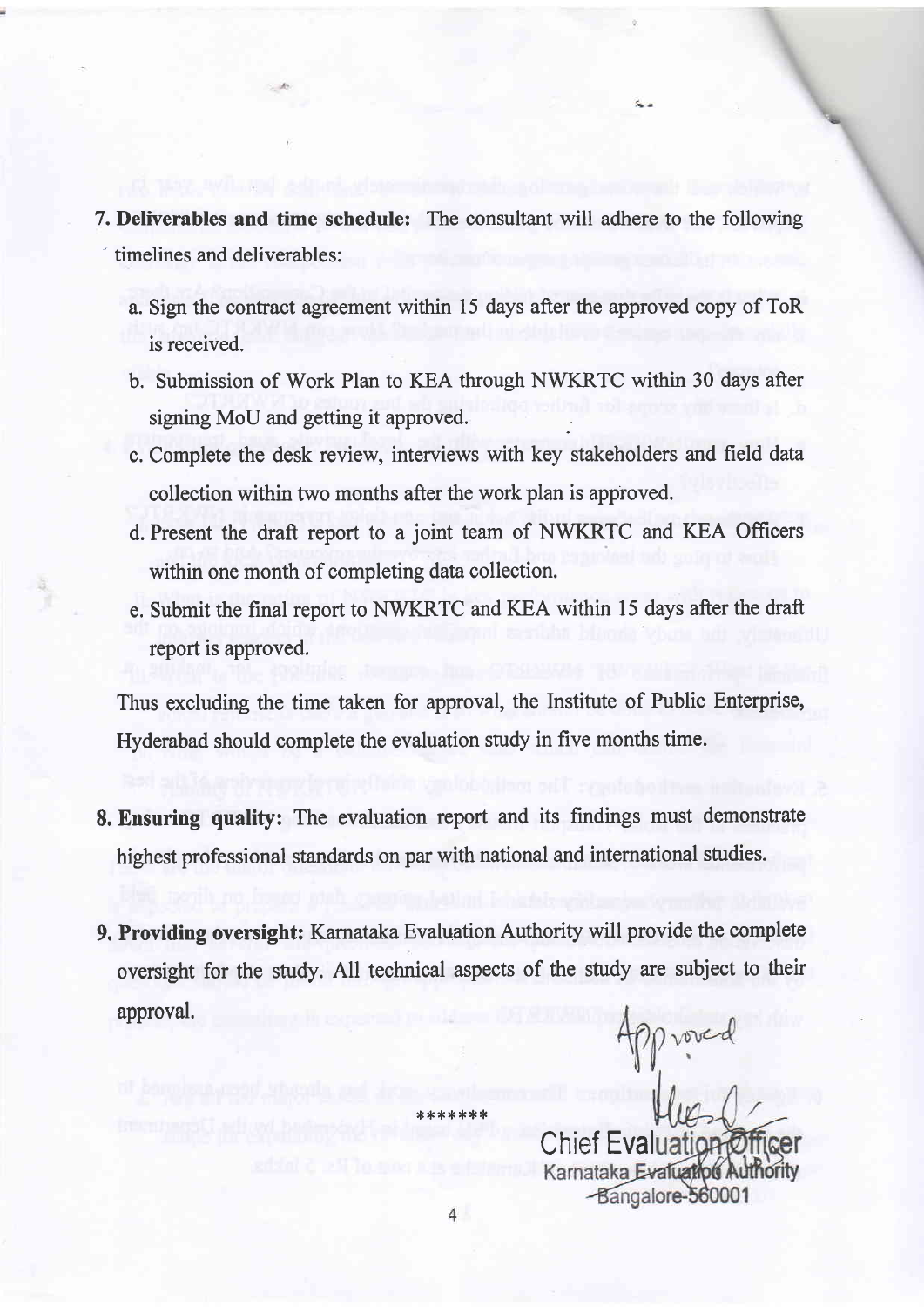7. **Deliverables and time schedule:** The consultant will adhere to the following timelines and deliverables:

   a. Sign the contract agreement within 15 days after the approved copy of ToR is received.

   b. Submission of Work Plan to KEA through NWKRTC within 30 days after signing MoU and getting it approved.

   c. Complete the desk review, interviews with key stakeholders and field data collection within two months after the work plan is approved.

   d. Present the draft report to a joint team of NWKRTC and KEA Officers within one month of completing data collection.

   e. Submit the final report to NWKRTC and KEA within 15 days after the draft report is approved.

   Thus excluding the time taken for approval, the Institute of Public Enterprise, Hyderabad should complete the evaluation study in five months time.

8. **Ensuring quality:** The evaluation report and its findings must demonstrate highest professional standards on par with national and international studies.

9. **Providing oversight:** Karnataka Evaluation Authority will provide the complete oversight for the study. All technical aspects of the study are subject to their approval.

*******

Approved

Chief Evaluation Officer
Karnataka Evaluation Authority
Bangalore-560001